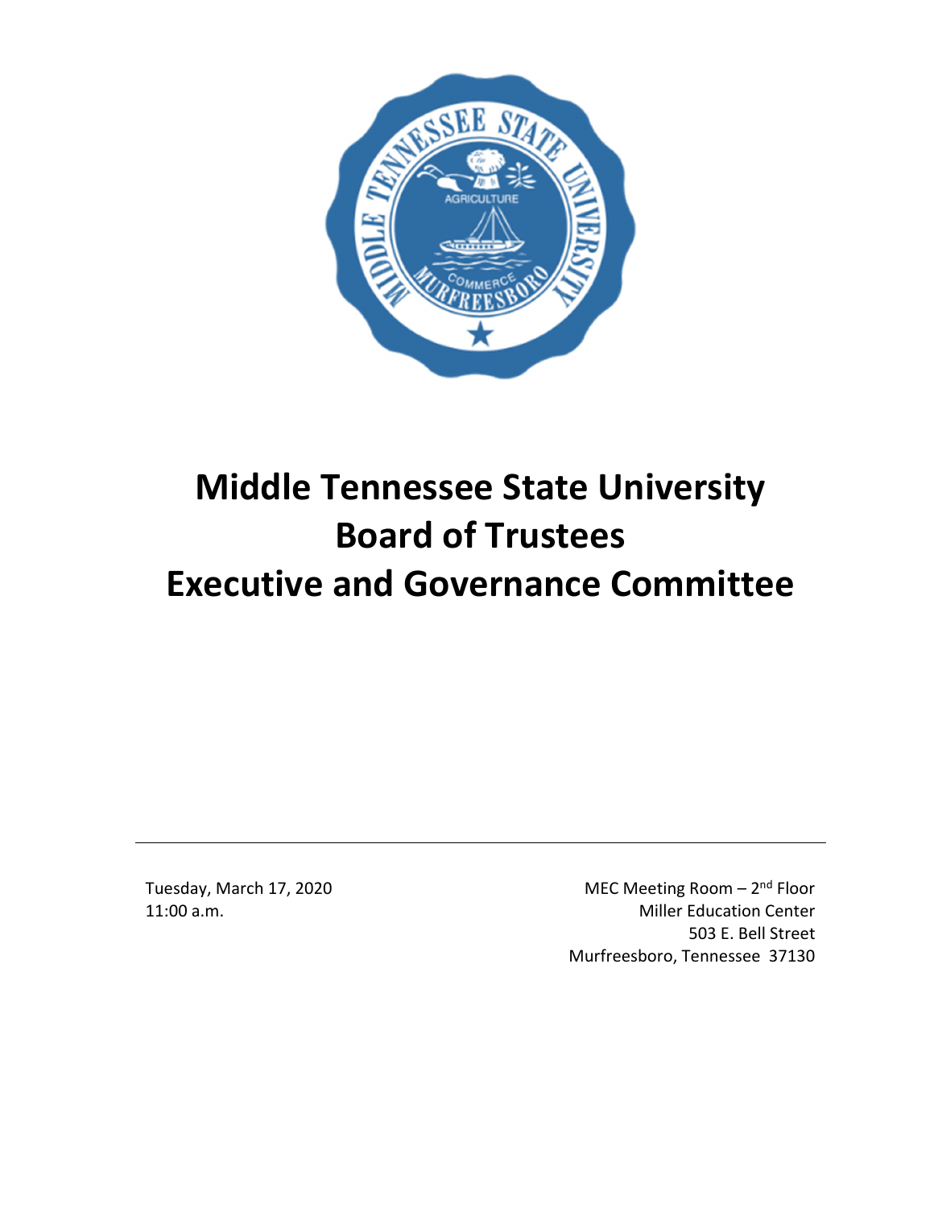# Middle Tennessee State University Board of Trustees Executive and Governance Committee

Tuesday, March 17, 2020
11:00 a.m.

MEC Meeting Room – 2nd Floor
Miller Education Center
503 E. Bell Street
Murfreesboro, Tennessee 37130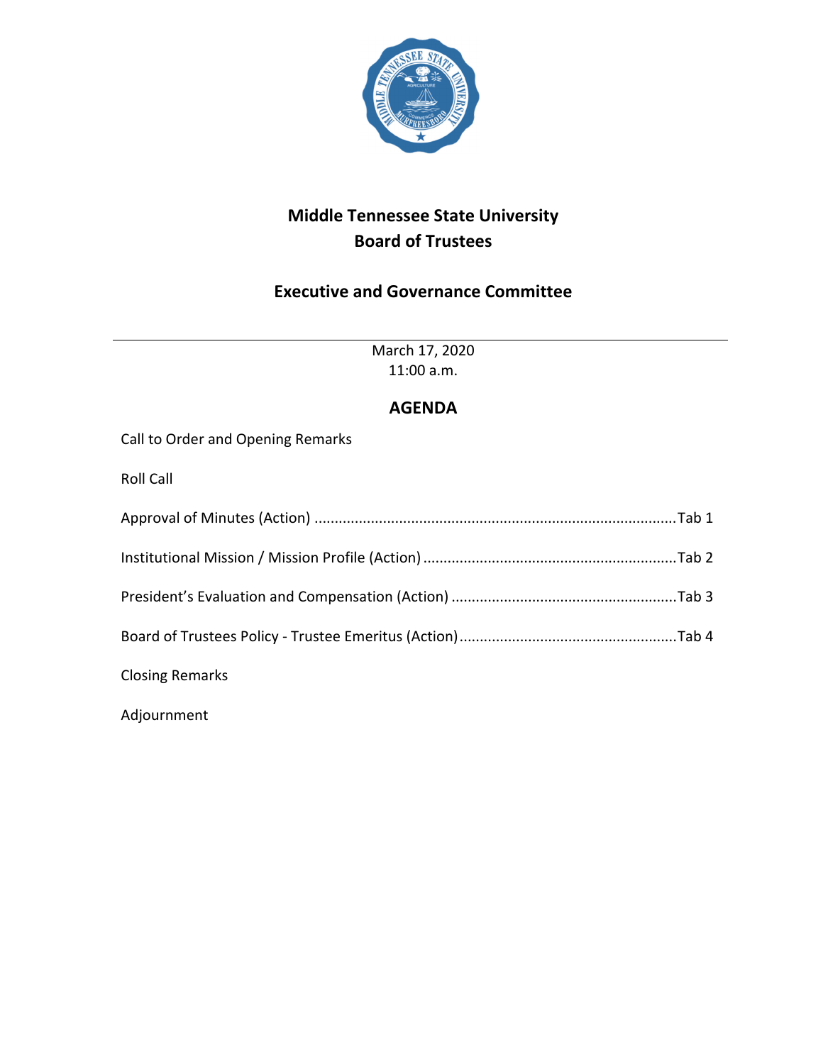# Middle Tennessee State University
# Board of Trustees

## Executive and Governance Committee

---

March 17, 2020
11:00 a.m.

## AGENDA

Call to Order and Opening Remarks

Roll Call

Approval of Minutes (Action) ........................................................................................Tab 1

Institutional Mission / Mission Profile (Action) ..............................................................Tab 2

President's Evaluation and Compensation (Action) .......................................................Tab 3

Board of Trustees Policy - Trustee Emeritus (Action) .....................................................Tab 4

Closing Remarks

Adjournment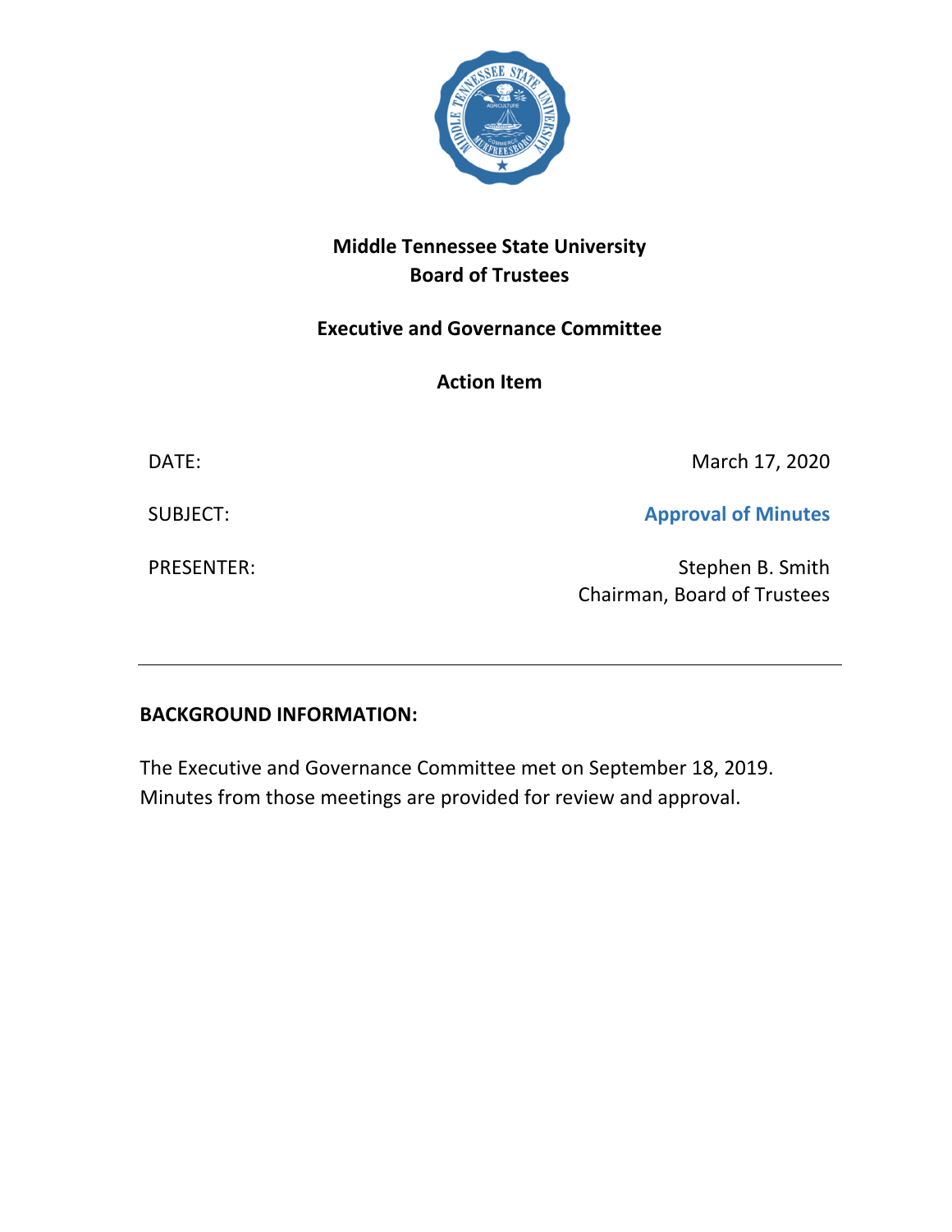# Middle Tennessee State University
## Board of Trustees

### Executive and Governance Committee

### Action Item

| | |
|---|---|
| DATE: | March 17, 2020 |
| SUBJECT: | **Approval of Minutes** |
| PRESENTER: | Stephen B. Smith<br>Chairman, Board of Trustees |

---

**BACKGROUND INFORMATION:**

The Executive and Governance Committee met on September 18, 2019. Minutes from those meetings are provided for review and approval.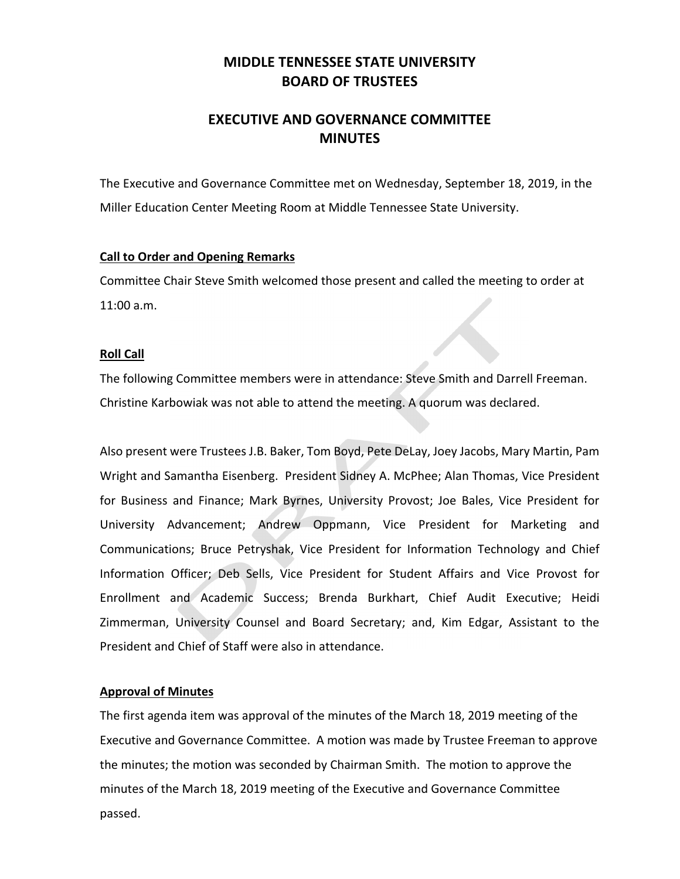# MIDDLE TENNESSEE STATE UNIVERSITY
# BOARD OF TRUSTEES

## EXECUTIVE AND GOVERNANCE COMMITTEE
## MINUTES

The Executive and Governance Committee met on Wednesday, September 18, 2019, in the Miller Education Center Meeting Room at Middle Tennessee State University.

**Call to Order and Opening Remarks**

Committee Chair Steve Smith welcomed those present and called the meeting to order at 11:00 a.m.

**Roll Call**

The following Committee members were in attendance: Steve Smith and Darrell Freeman. Christine Karbowiak was not able to attend the meeting. A quorum was declared.

Also present were Trustees J.B. Baker, Tom Boyd, Pete DeLay, Joey Jacobs, Mary Martin, Pam Wright and Samantha Eisenberg. President Sidney A. McPhee; Alan Thomas, Vice President for Business and Finance; Mark Byrnes, University Provost; Joe Bales, Vice President for University Advancement; Andrew Oppmann, Vice President for Marketing and Communications; Bruce Petryshak, Vice President for Information Technology and Chief Information Officer; Deb Sells, Vice President for Student Affairs and Vice Provost for Enrollment and Academic Success; Brenda Burkhart, Chief Audit Executive; Heidi Zimmerman, University Counsel and Board Secretary; and, Kim Edgar, Assistant to the President and Chief of Staff were also in attendance.

**Approval of Minutes**

The first agenda item was approval of the minutes of the March 18, 2019 meeting of the Executive and Governance Committee. A motion was made by Trustee Freeman to approve the minutes; the motion was seconded by Chairman Smith. The motion to approve the minutes of the March 18, 2019 meeting of the Executive and Governance Committee passed.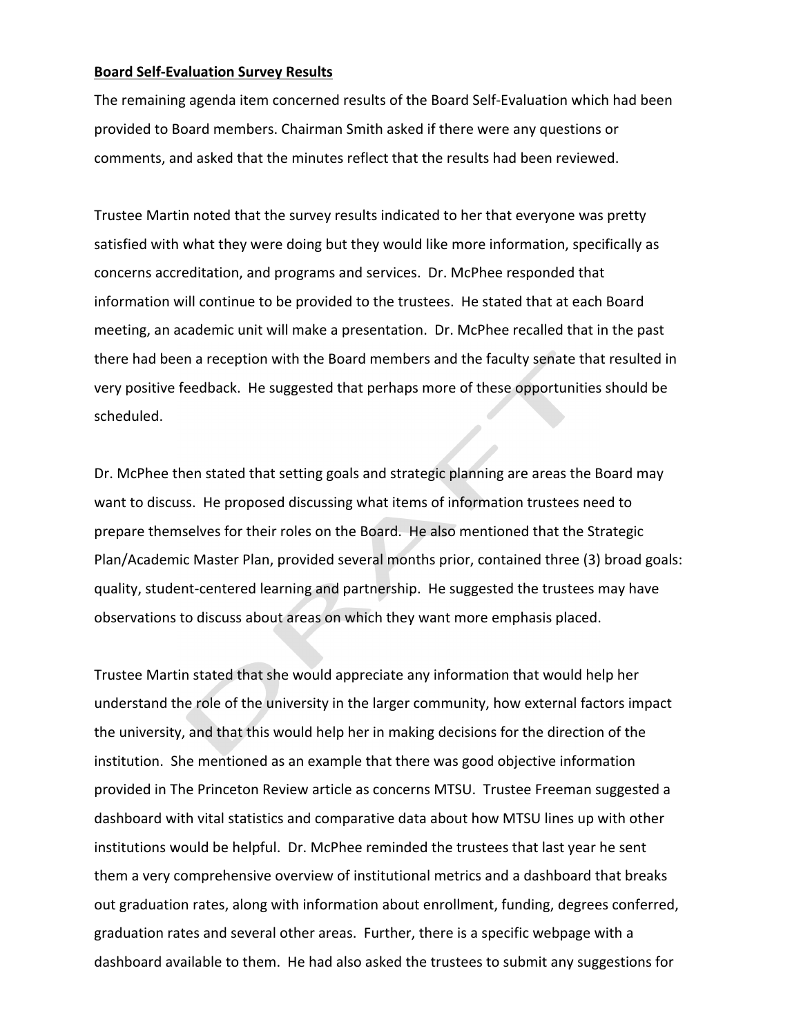**Board Self-Evaluation Survey Results**

The remaining agenda item concerned results of the Board Self-Evaluation which had been provided to Board members. Chairman Smith asked if there were any questions or comments, and asked that the minutes reflect that the results had been reviewed.

Trustee Martin noted that the survey results indicated to her that everyone was pretty satisfied with what they were doing but they would like more information, specifically as concerns accreditation, and programs and services. Dr. McPhee responded that information will continue to be provided to the trustees. He stated that at each Board meeting, an academic unit will make a presentation. Dr. McPhee recalled that in the past there had been a reception with the Board members and the faculty senate that resulted in very positive feedback. He suggested that perhaps more of these opportunities should be scheduled.

Dr. McPhee then stated that setting goals and strategic planning are areas the Board may want to discuss. He proposed discussing what items of information trustees need to prepare themselves for their roles on the Board. He also mentioned that the Strategic Plan/Academic Master Plan, provided several months prior, contained three (3) broad goals: quality, student-centered learning and partnership. He suggested the trustees may have observations to discuss about areas on which they want more emphasis placed.

Trustee Martin stated that she would appreciate any information that would help her understand the role of the university in the larger community, how external factors impact the university, and that this would help her in making decisions for the direction of the institution. She mentioned as an example that there was good objective information provided in The Princeton Review article as concerns MTSU. Trustee Freeman suggested a dashboard with vital statistics and comparative data about how MTSU lines up with other institutions would be helpful. Dr. McPhee reminded the trustees that last year he sent them a very comprehensive overview of institutional metrics and a dashboard that breaks out graduation rates, along with information about enrollment, funding, degrees conferred, graduation rates and several other areas. Further, there is a specific webpage with a dashboard available to them. He had also asked the trustees to submit any suggestions for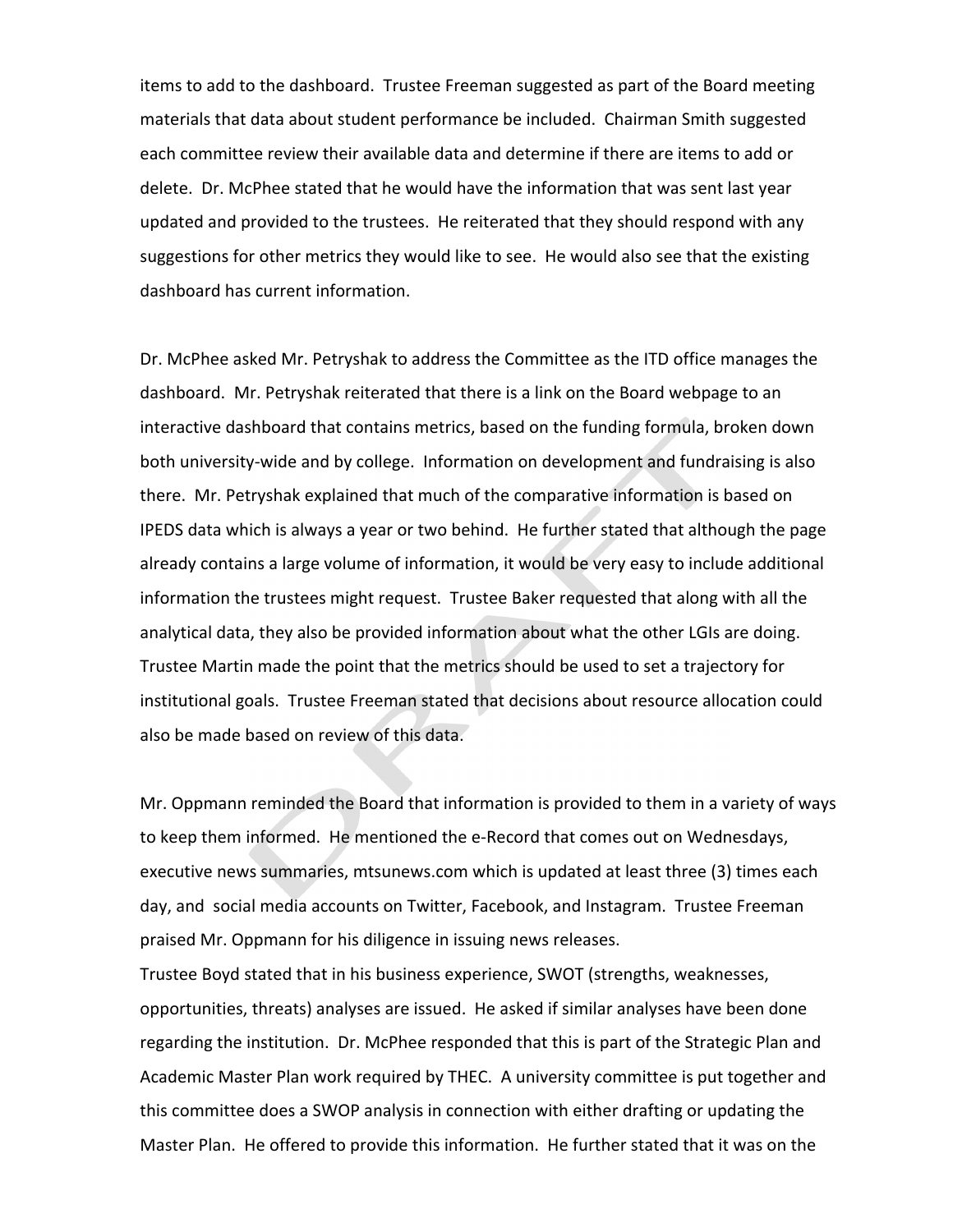items to add to the dashboard. Trustee Freeman suggested as part of the Board meeting materials that data about student performance be included. Chairman Smith suggested each committee review their available data and determine if there are items to add or delete. Dr. McPhee stated that he would have the information that was sent last year updated and provided to the trustees. He reiterated that they should respond with any suggestions for other metrics they would like to see. He would also see that the existing dashboard has current information.

Dr. McPhee asked Mr. Petryshak to address the Committee as the ITD office manages the dashboard. Mr. Petryshak reiterated that there is a link on the Board webpage to an interactive dashboard that contains metrics, based on the funding formula, broken down both university-wide and by college. Information on development and fundraising is also there. Mr. Petryshak explained that much of the comparative information is based on IPEDS data which is always a year or two behind. He further stated that although the page already contains a large volume of information, it would be very easy to include additional information the trustees might request. Trustee Baker requested that along with all the analytical data, they also be provided information about what the other LGIs are doing. Trustee Martin made the point that the metrics should be used to set a trajectory for institutional goals. Trustee Freeman stated that decisions about resource allocation could also be made based on review of this data.

Mr. Oppmann reminded the Board that information is provided to them in a variety of ways to keep them informed. He mentioned the e-Record that comes out on Wednesdays, executive news summaries, mtsunews.com which is updated at least three (3) times each day, and social media accounts on Twitter, Facebook, and Instagram. Trustee Freeman praised Mr. Oppmann for his diligence in issuing news releases.

Trustee Boyd stated that in his business experience, SWOT (strengths, weaknesses, opportunities, threats) analyses are issued. He asked if similar analyses have been done regarding the institution. Dr. McPhee responded that this is part of the Strategic Plan and Academic Master Plan work required by THEC. A university committee is put together and this committee does a SWOP analysis in connection with either drafting or updating the Master Plan. He offered to provide this information. He further stated that it was on the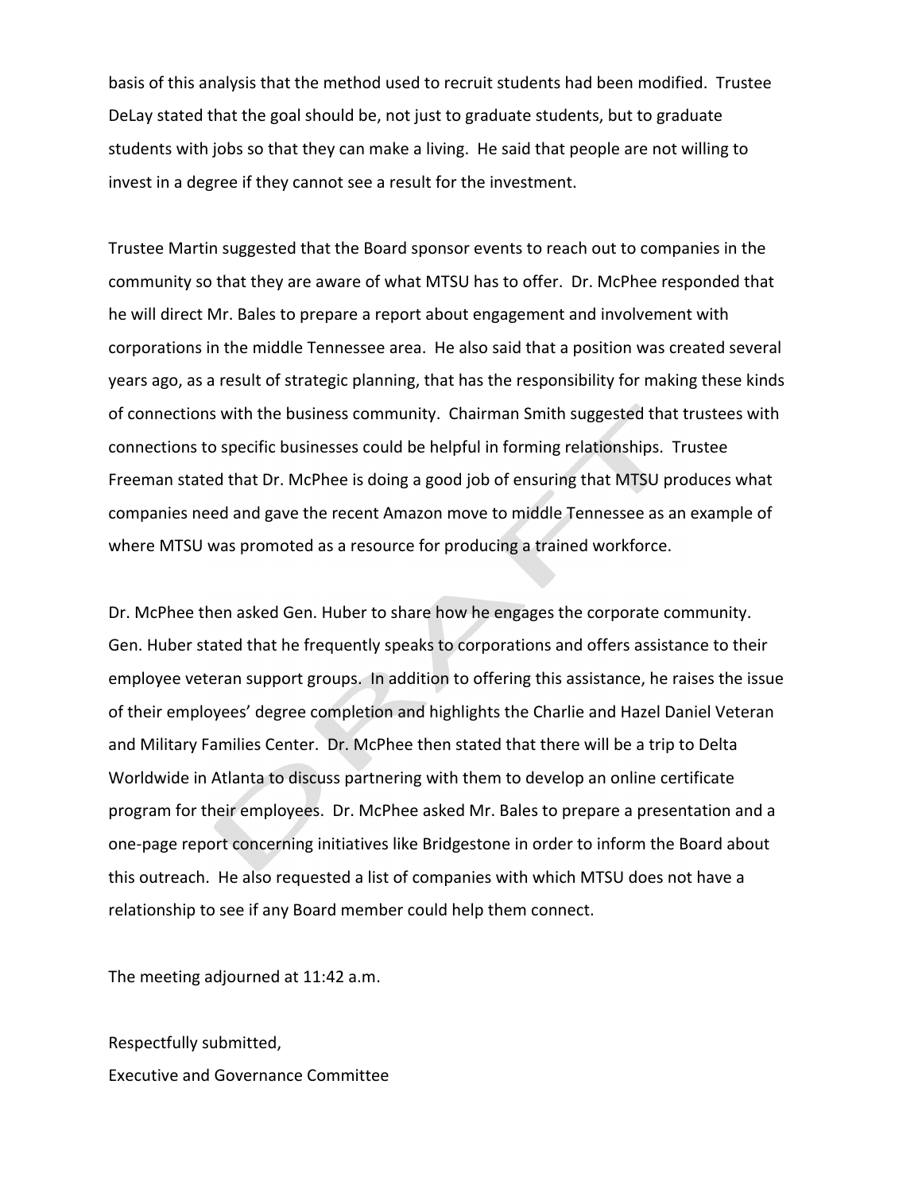basis of this analysis that the method used to recruit students had been modified. Trustee DeLay stated that the goal should be, not just to graduate students, but to graduate students with jobs so that they can make a living. He said that people are not willing to invest in a degree if they cannot see a result for the investment.

Trustee Martin suggested that the Board sponsor events to reach out to companies in the community so that they are aware of what MTSU has to offer. Dr. McPhee responded that he will direct Mr. Bales to prepare a report about engagement and involvement with corporations in the middle Tennessee area. He also said that a position was created several years ago, as a result of strategic planning, that has the responsibility for making these kinds of connections with the business community. Chairman Smith suggested that trustees with connections to specific businesses could be helpful in forming relationships. Trustee Freeman stated that Dr. McPhee is doing a good job of ensuring that MTSU produces what companies need and gave the recent Amazon move to middle Tennessee as an example of where MTSU was promoted as a resource for producing a trained workforce.

Dr. McPhee then asked Gen. Huber to share how he engages the corporate community. Gen. Huber stated that he frequently speaks to corporations and offers assistance to their employee veteran support groups. In addition to offering this assistance, he raises the issue of their employees' degree completion and highlights the Charlie and Hazel Daniel Veteran and Military Families Center. Dr. McPhee then stated that there will be a trip to Delta Worldwide in Atlanta to discuss partnering with them to develop an online certificate program for their employees. Dr. McPhee asked Mr. Bales to prepare a presentation and a one-page report concerning initiatives like Bridgestone in order to inform the Board about this outreach. He also requested a list of companies with which MTSU does not have a relationship to see if any Board member could help them connect.

The meeting adjourned at 11:42 a.m.

Respectfully submitted,
Executive and Governance Committee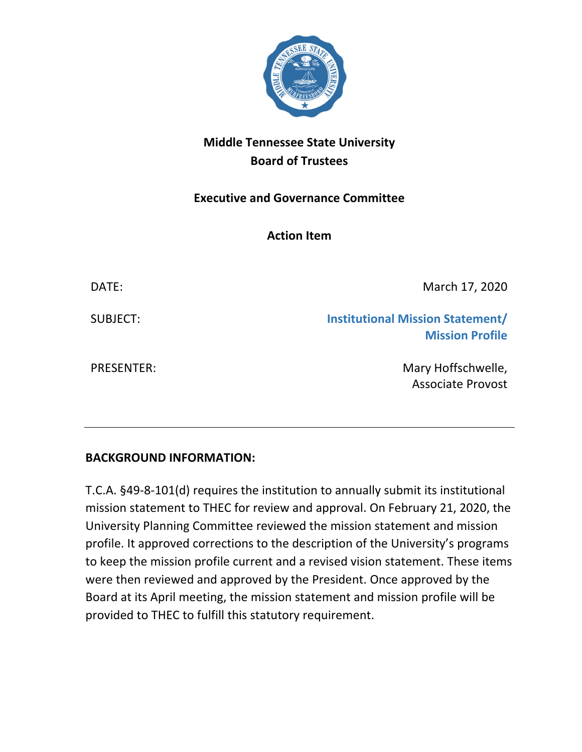# Middle Tennessee State University
# Board of Trustees

## Executive and Governance Committee

## Action Item

| | |
|---|---|
| DATE: | March 17, 2020 |
| SUBJECT: | **Institutional Mission Statement/ Mission Profile** |
| PRESENTER: | Mary Hoffschwelle, Associate Provost |

---

**BACKGROUND INFORMATION:**

T.C.A. §49-8-101(d) requires the institution to annually submit its institutional mission statement to THEC for review and approval. On February 21, 2020, the University Planning Committee reviewed the mission statement and mission profile. It approved corrections to the description of the University's programs to keep the mission profile current and a revised vision statement. These items were then reviewed and approved by the President. Once approved by the Board at its April meeting, the mission statement and mission profile will be provided to THEC to fulfill this statutory requirement.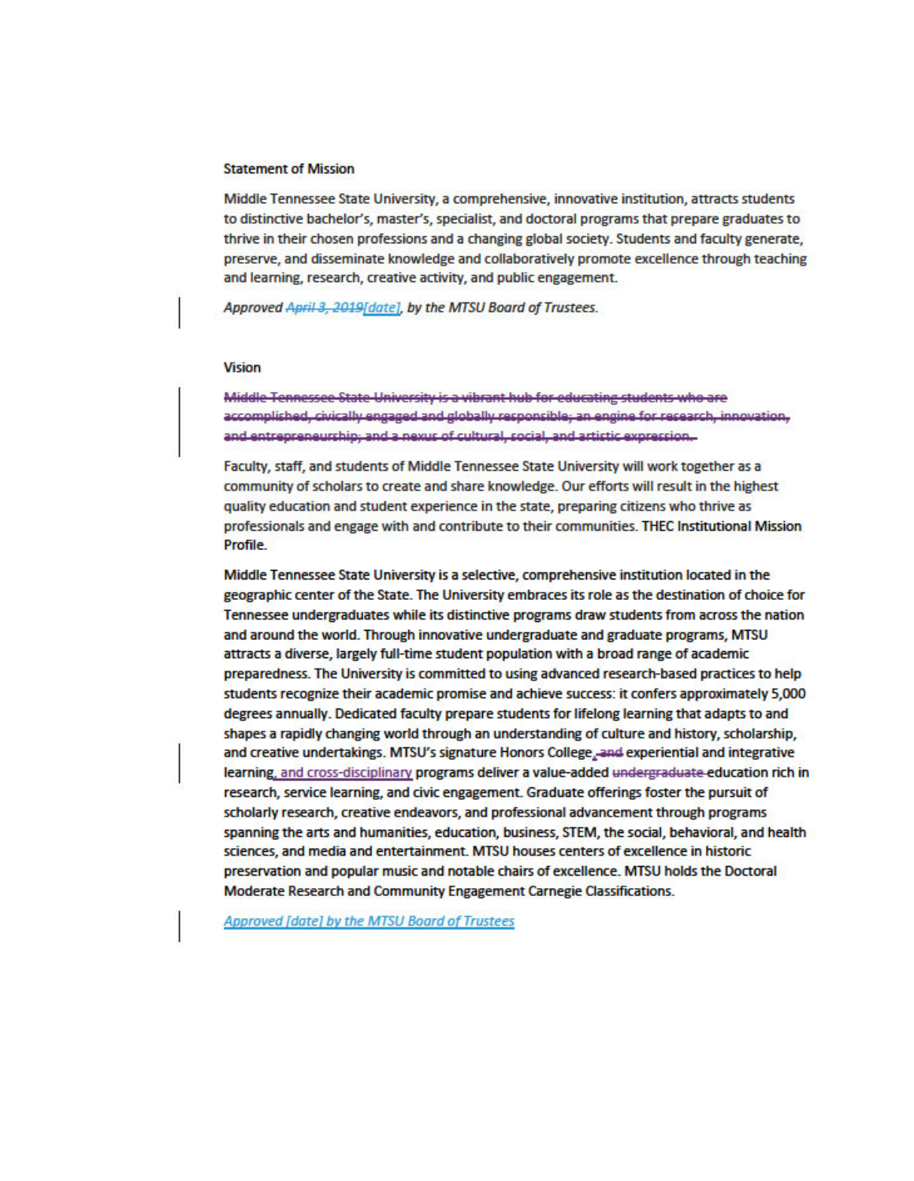**Statement of Mission**

Middle Tennessee State University, a comprehensive, innovative institution, attracts students to distinctive bachelor's, master's, specialist, and doctoral programs that prepare graduates to thrive in their chosen professions and a changing global society. Students and faculty generate, preserve, and disseminate knowledge and collaboratively promote excellence through teaching and learning, research, creative activity, and public engagement.

*Approved ~~April 3, 2019~~[date], by the MTSU Board of Trustees.*

**Vision**

~~Middle Tennessee State University is a vibrant hub for educating students who are accomplished, civically engaged and globally responsible; an engine for research, innovation, and entrepreneurship; and a nexus of cultural, social, and artistic expression.~~

Faculty, staff, and students of Middle Tennessee State University will work together as a community of scholars to create and share knowledge. Our efforts will result in the highest quality education and student experience in the state, preparing citizens who thrive as professionals and engage with and contribute to their communities. **THEC Institutional Mission Profile.**

**Middle Tennessee State University is a selective, comprehensive institution located in the geographic center of the State. The University embraces its role as the destination of choice for Tennessee undergraduates while its distinctive programs draw students from across the nation and around the world. Through innovative undergraduate and graduate programs, MTSU attracts a diverse, largely full-time student population with a broad range of academic preparedness. The University is committed to using advanced research-based practices to help students recognize their academic promise and achieve success: it confers approximately 5,000 degrees annually. Dedicated faculty prepare students for lifelong learning that adapts to and shapes a rapidly changing world through an understanding of culture and history, scholarship, and creative undertakings. MTSU's signature Honors College, ~~and~~ experiential and integrative learning, and cross-disciplinary programs deliver a value-added ~~undergraduate~~ education rich in research, service learning, and civic engagement. Graduate offerings foster the pursuit of scholarly research, creative endeavors, and professional advancement through programs spanning the arts and humanities, education, business, STEM, the social, behavioral, and health sciences, and media and entertainment. MTSU houses centers of excellence in historic preservation and popular music and notable chairs of excellence. MTSU holds the Doctoral Moderate Research and Community Engagement Carnegie Classifications.**

*Approved [date] by the MTSU Board of Trustees*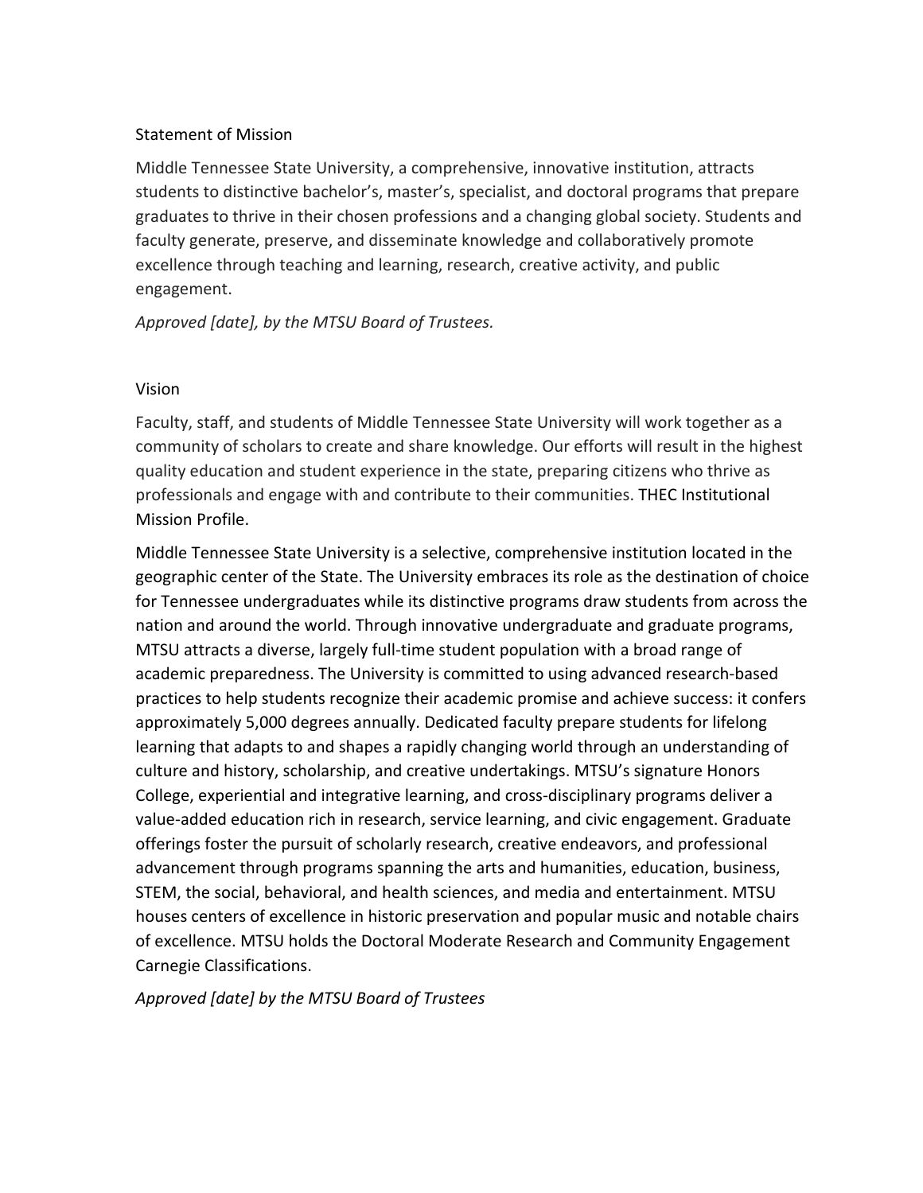## Statement of Mission

Middle Tennessee State University, a comprehensive, innovative institution, attracts students to distinctive bachelor's, master's, specialist, and doctoral programs that prepare graduates to thrive in their chosen professions and a changing global society. Students and faculty generate, preserve, and disseminate knowledge and collaboratively promote excellence through teaching and learning, research, creative activity, and public engagement.

*Approved [date], by the MTSU Board of Trustees.*

## Vision

Faculty, staff, and students of Middle Tennessee State University will work together as a community of scholars to create and share knowledge. Our efforts will result in the highest quality education and student experience in the state, preparing citizens who thrive as professionals and engage with and contribute to their communities. THEC Institutional Mission Profile.

Middle Tennessee State University is a selective, comprehensive institution located in the geographic center of the State. The University embraces its role as the destination of choice for Tennessee undergraduates while its distinctive programs draw students from across the nation and around the world. Through innovative undergraduate and graduate programs, MTSU attracts a diverse, largely full-time student population with a broad range of academic preparedness. The University is committed to using advanced research-based practices to help students recognize their academic promise and achieve success: it confers approximately 5,000 degrees annually. Dedicated faculty prepare students for lifelong learning that adapts to and shapes a rapidly changing world through an understanding of culture and history, scholarship, and creative undertakings. MTSU's signature Honors College, experiential and integrative learning, and cross-disciplinary programs deliver a value-added education rich in research, service learning, and civic engagement. Graduate offerings foster the pursuit of scholarly research, creative endeavors, and professional advancement through programs spanning the arts and humanities, education, business, STEM, the social, behavioral, and health sciences, and media and entertainment. MTSU houses centers of excellence in historic preservation and popular music and notable chairs of excellence. MTSU holds the Doctoral Moderate Research and Community Engagement Carnegie Classifications.

*Approved [date] by the MTSU Board of Trustees*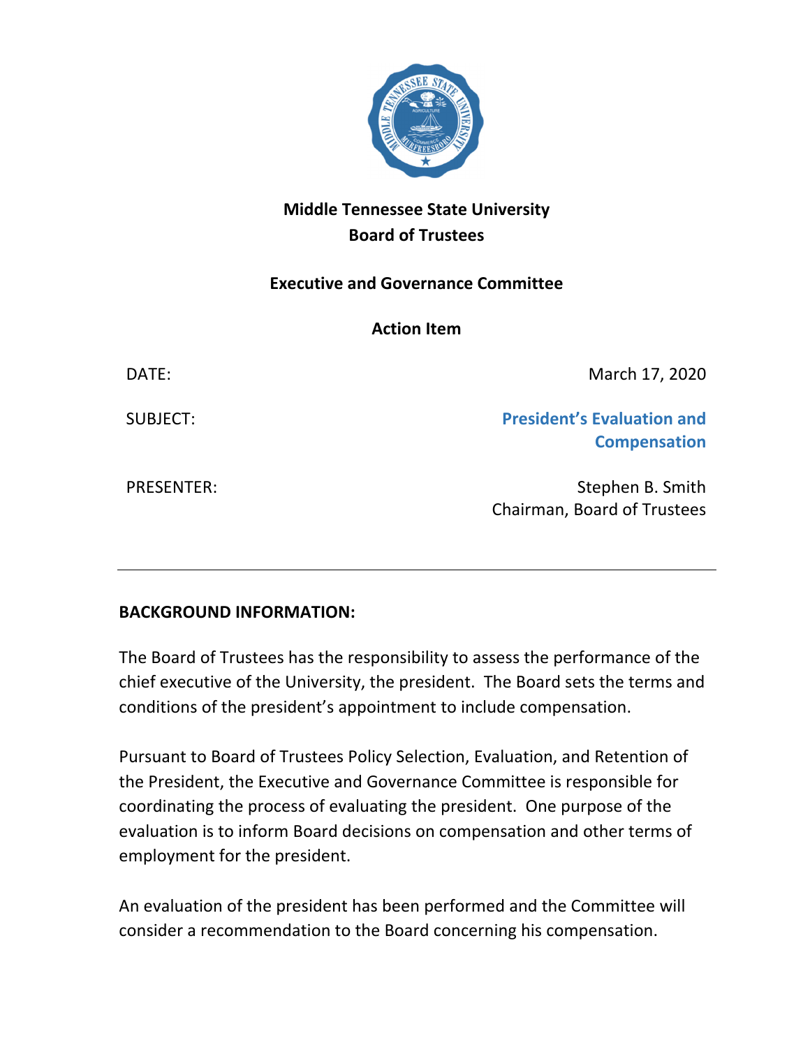**Middle Tennessee State University**
**Board of Trustees**

**Executive and Governance Committee**

**Action Item**

DATE: March 17, 2020

SUBJECT: President's Evaluation and Compensation

PRESENTER: Stephen B. Smith
Chairman, Board of Trustees

---

**BACKGROUND INFORMATION:**

The Board of Trustees has the responsibility to assess the performance of the chief executive of the University, the president. The Board sets the terms and conditions of the president's appointment to include compensation.

Pursuant to Board of Trustees Policy Selection, Evaluation, and Retention of the President, the Executive and Governance Committee is responsible for coordinating the process of evaluating the president. One purpose of the evaluation is to inform Board decisions on compensation and other terms of employment for the president.

An evaluation of the president has been performed and the Committee will consider a recommendation to the Board concerning his compensation.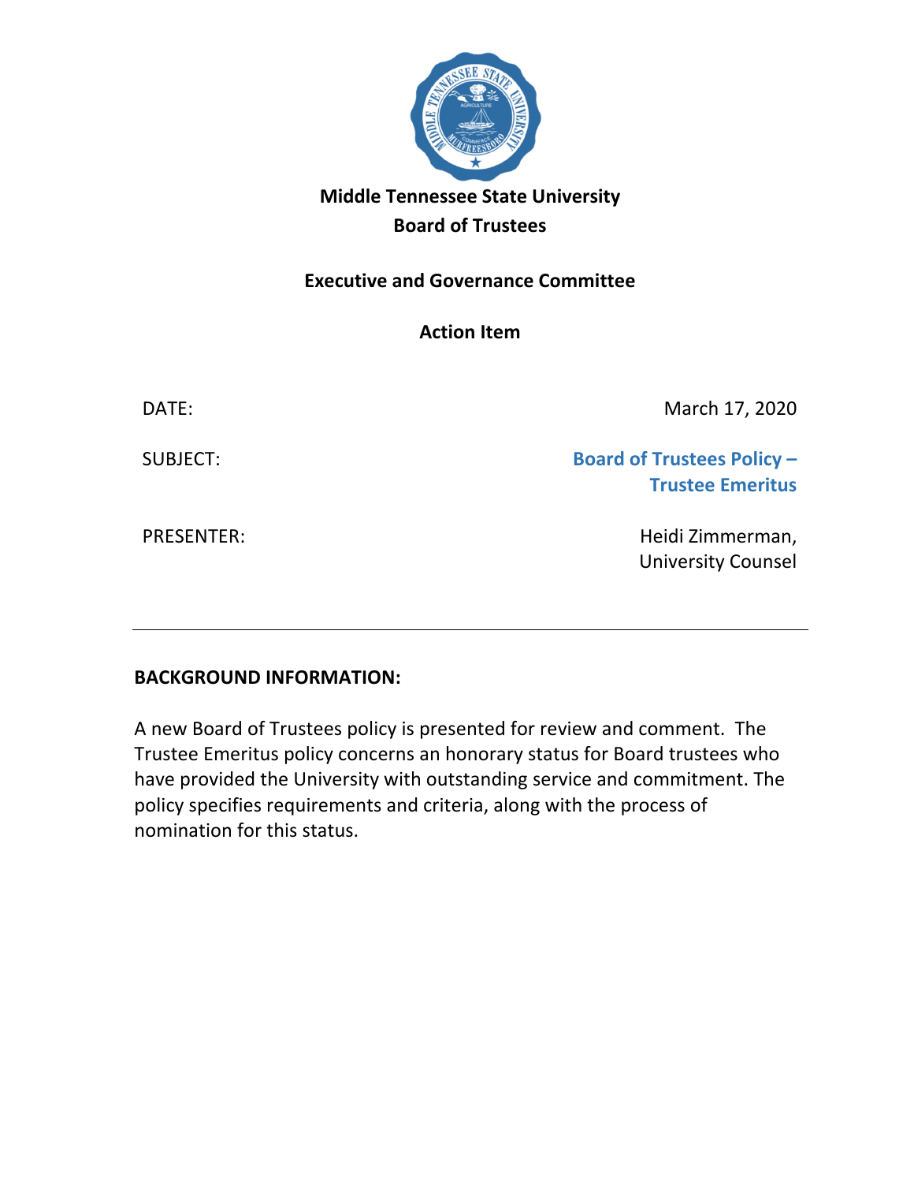**Middle Tennessee State University**
**Board of Trustees**

**Executive and Governance Committee**

**Action Item**

| | |
|---|---|
| DATE: | March 17, 2020 |
| SUBJECT: | **Board of Trustees Policy – Trustee Emeritus** |
| PRESENTER: | Heidi Zimmerman, University Counsel |

---

**BACKGROUND INFORMATION:**

A new Board of Trustees policy is presented for review and comment. The Trustee Emeritus policy concerns an honorary status for Board trustees who have provided the University with outstanding service and commitment. The policy specifies requirements and criteria, along with the process of nomination for this status.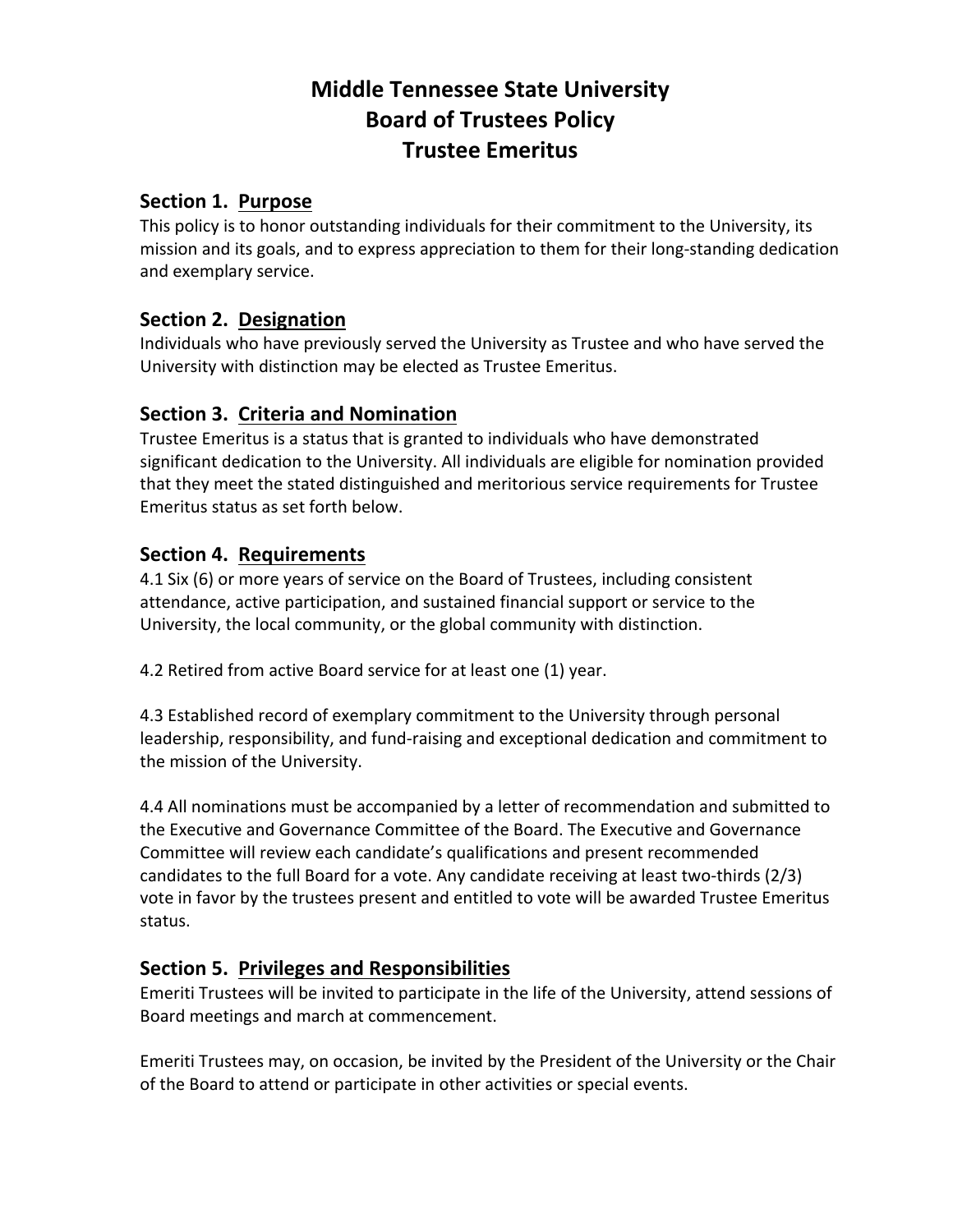# Middle Tennessee State University
# Board of Trustees Policy
# Trustee Emeritus

## Section 1. <u>Purpose</u>

This policy is to honor outstanding individuals for their commitment to the University, its mission and its goals, and to express appreciation to them for their long-standing dedication and exemplary service.

## Section 2. <u>Designation</u>

Individuals who have previously served the University as Trustee and who have served the University with distinction may be elected as Trustee Emeritus.

## Section 3. <u>Criteria and Nomination</u>

Trustee Emeritus is a status that is granted to individuals who have demonstrated significant dedication to the University. All individuals are eligible for nomination provided that they meet the stated distinguished and meritorious service requirements for Trustee Emeritus status as set forth below.

## Section 4. <u>Requirements</u>

4.1 Six (6) or more years of service on the Board of Trustees, including consistent attendance, active participation, and sustained financial support or service to the University, the local community, or the global community with distinction.

4.2 Retired from active Board service for at least one (1) year.

4.3 Established record of exemplary commitment to the University through personal leadership, responsibility, and fund-raising and exceptional dedication and commitment to the mission of the University.

4.4 All nominations must be accompanied by a letter of recommendation and submitted to the Executive and Governance Committee of the Board. The Executive and Governance Committee will review each candidate's qualifications and present recommended candidates to the full Board for a vote. Any candidate receiving at least two-thirds (2/3) vote in favor by the trustees present and entitled to vote will be awarded Trustee Emeritus status.

## Section 5. <u>Privileges and Responsibilities</u>

Emeriti Trustees will be invited to participate in the life of the University, attend sessions of Board meetings and march at commencement.

Emeriti Trustees may, on occasion, be invited by the President of the University or the Chair of the Board to attend or participate in other activities or special events.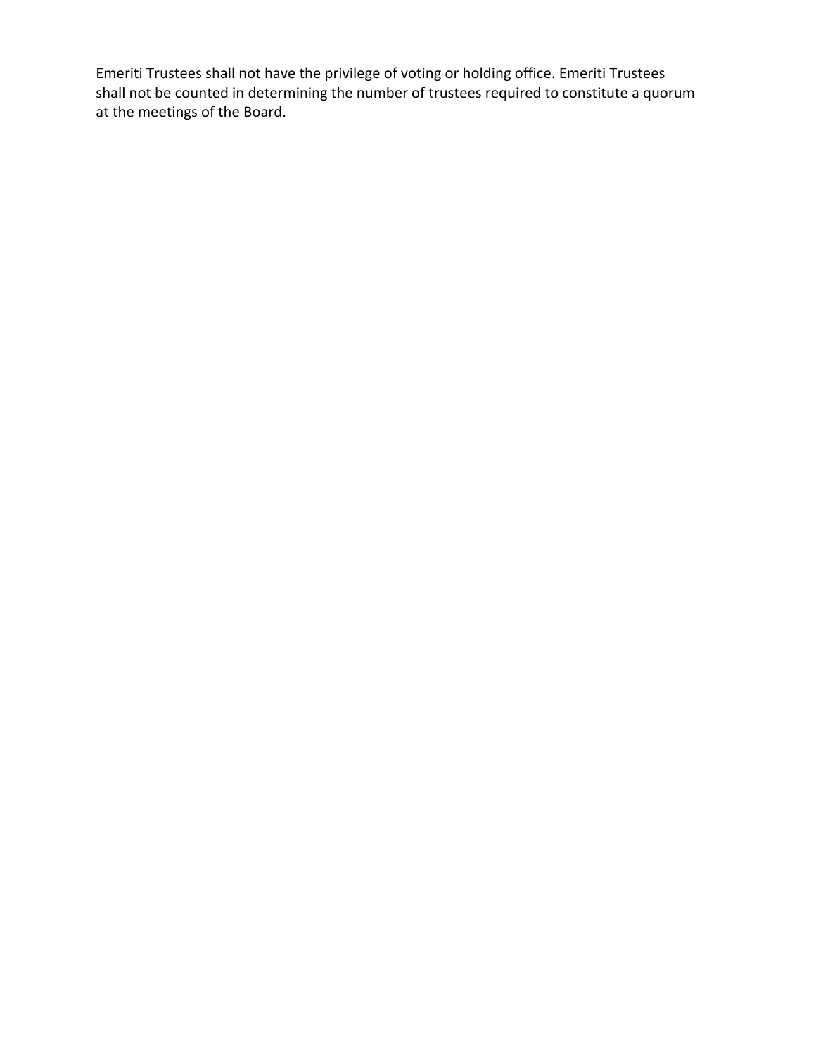Emeriti Trustees shall not have the privilege of voting or holding office. Emeriti Trustees shall not be counted in determining the number of trustees required to constitute a quorum at the meetings of the Board.